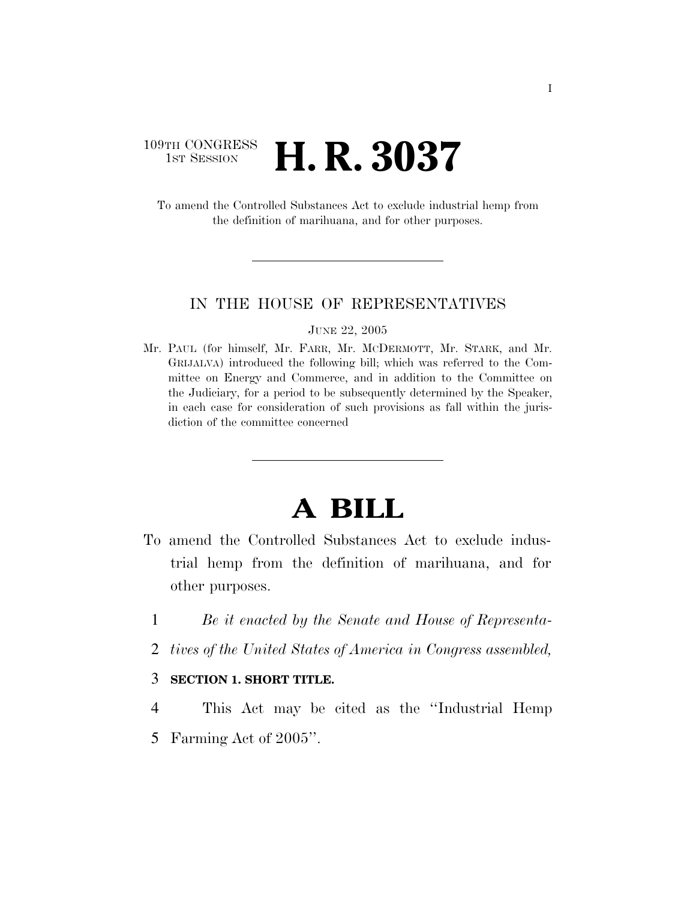109TH CONGRESS
1ST SESSION

# H. R. 3037

To amend the Controlled Substances Act to exclude industrial hemp from the definition of marihuana, and for other purposes.

---

IN THE HOUSE OF REPRESENTATIVES

JUNE 22, 2005

Mr. PAUL (for himself, Mr. FARR, Mr. MCDERMOTT, Mr. STARK, and Mr. GRIJALVA) introduced the following bill; which was referred to the Committee on Energy and Commerce, and in addition to the Committee on the Judiciary, for a period to be subsequently determined by the Speaker, in each case for consideration of such provisions as fall within the jurisdiction of the committee concerned

---

# A BILL

To amend the Controlled Substances Act to exclude industrial hemp from the definition of marihuana, and for other purposes.

1 *Be it enacted by the Senate and House of Representa-*
2 *tives of the United States of America in Congress assembled,*

3 **SECTION 1. SHORT TITLE.**

4 This Act may be cited as the ''Industrial Hemp
5 Farming Act of 2005''.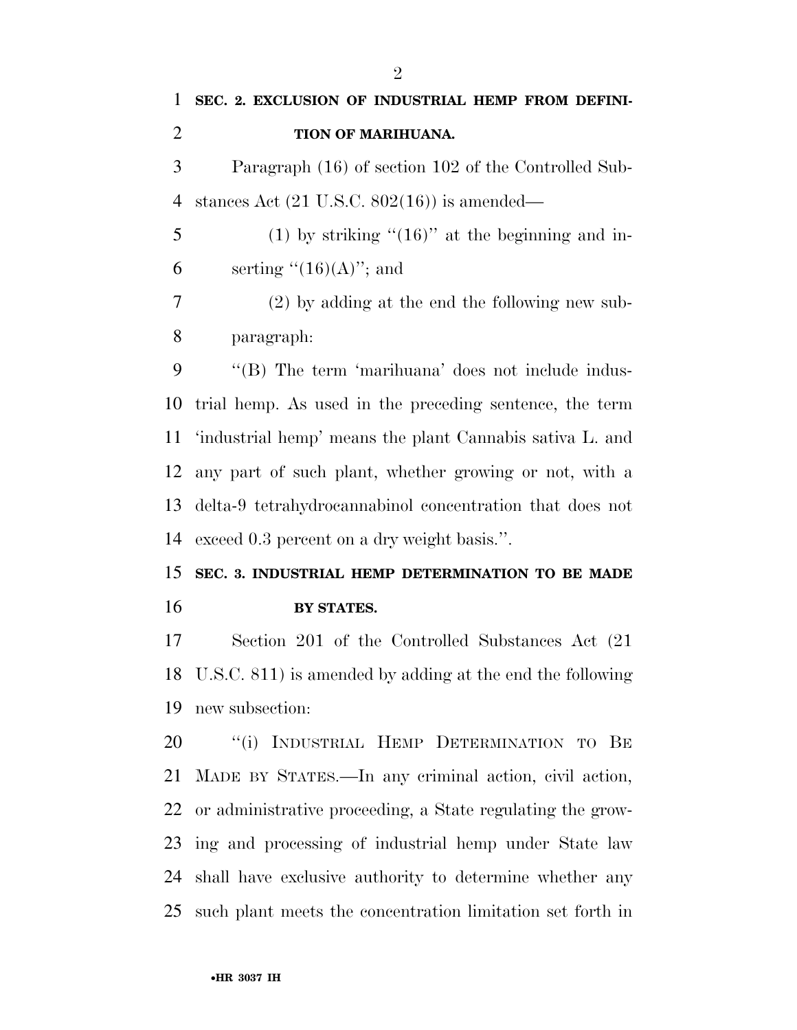**SEC. 2. EXCLUSION OF INDUSTRIAL HEMP FROM DEFINITION OF MARIHUANA.**

Paragraph (16) of section 102 of the Controlled Substances Act (21 U.S.C. 802(16)) is amended—

(1) by striking ''(16)'' at the beginning and inserting ''(16)(A)''; and

(2) by adding at the end the following new subparagraph:

''(B) The term 'marihuana' does not include industrial hemp. As used in the preceding sentence, the term 'industrial hemp' means the plant Cannabis sativa L. and any part of such plant, whether growing or not, with a delta-9 tetrahydrocannabinol concentration that does not exceed 0.3 percent on a dry weight basis.''.

**SEC. 3. INDUSTRIAL HEMP DETERMINATION TO BE MADE BY STATES.**

Section 201 of the Controlled Substances Act (21 U.S.C. 811) is amended by adding at the end the following new subsection:

''(i) INDUSTRIAL HEMP DETERMINATION TO BE MADE BY STATES.—In any criminal action, civil action, or administrative proceeding, a State regulating the growing and processing of industrial hemp under State law shall have exclusive authority to determine whether any such plant meets the concentration limitation set forth in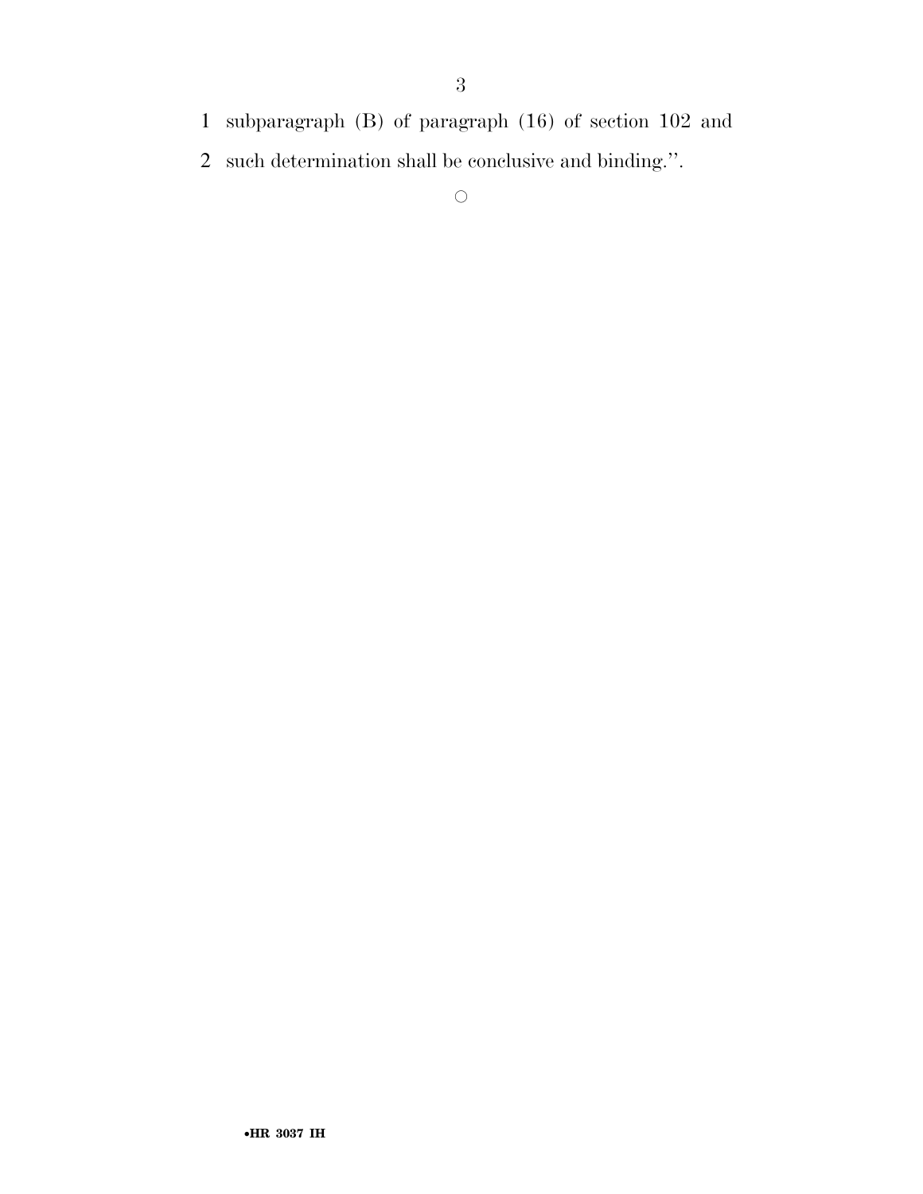subparagraph (B) of paragraph (16) of section 102 and such determination shall be conclusive and binding.''.